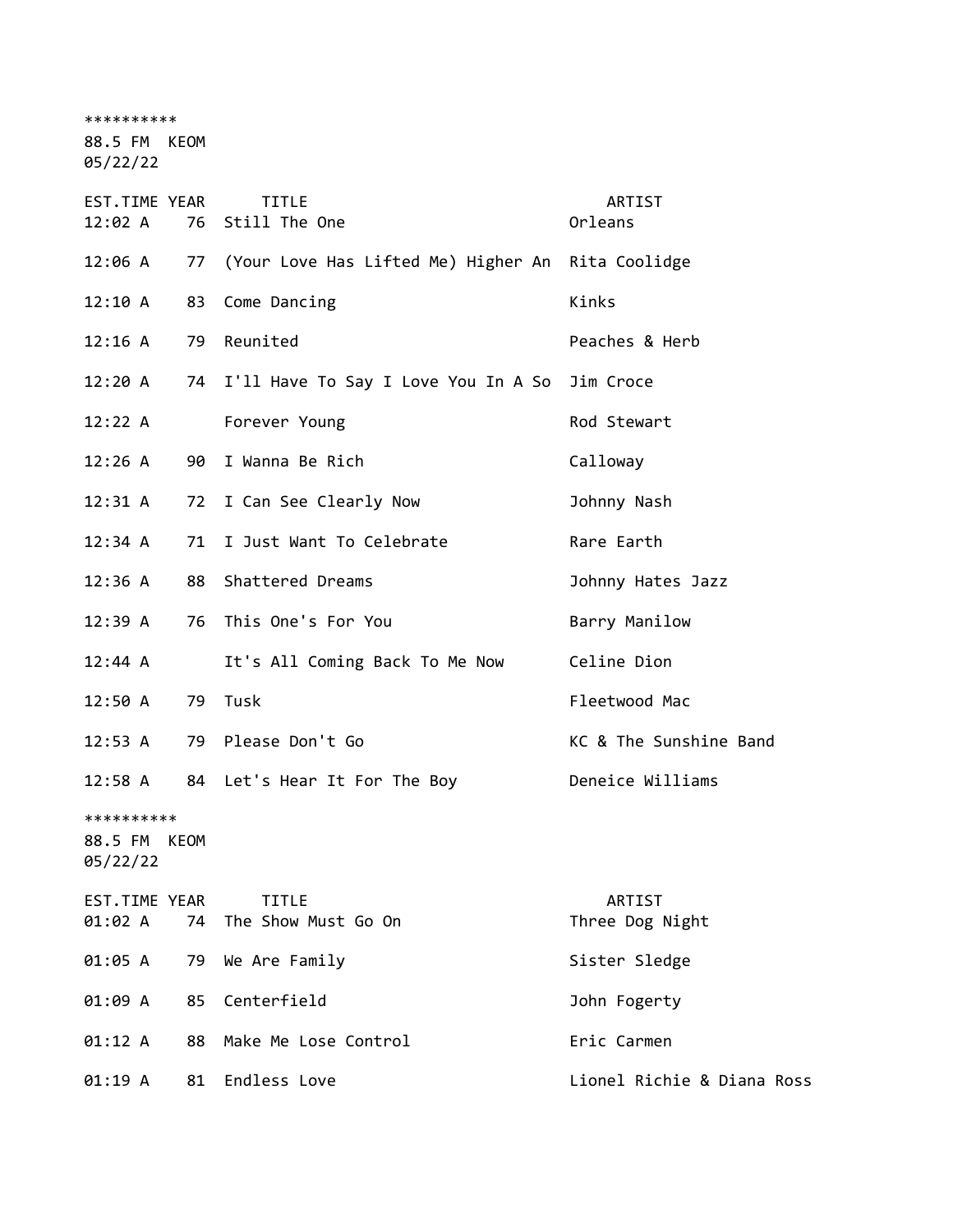**********
88.5 FM KEOM
05/22/22

| EST.TIME | YEAR | TITLE | ARTIST |
|---|---|---|---|
| 12:02 A | 76 | Still The One | Orleans |
| 12:06 A | 77 | (Your Love Has Lifted Me) Higher An | Rita Coolidge |
| 12:10 A | 83 | Come Dancing | Kinks |
| 12:16 A | 79 | Reunited | Peaches & Herb |
| 12:20 A | 74 | I'll Have To Say I Love You In A So | Jim Croce |
| 12:22 A | | Forever Young | Rod Stewart |
| 12:26 A | 90 | I Wanna Be Rich | Calloway |
| 12:31 A | 72 | I Can See Clearly Now | Johnny Nash |
| 12:34 A | 71 | I Just Want To Celebrate | Rare Earth |
| 12:36 A | 88 | Shattered Dreams | Johnny Hates Jazz |
| 12:39 A | 76 | This One's For You | Barry Manilow |
| 12:44 A | | It's All Coming Back To Me Now | Celine Dion |
| 12:50 A | 79 | Tusk | Fleetwood Mac |
| 12:53 A | 79 | Please Don't Go | KC & The Sunshine Band |
| 12:58 A | 84 | Let's Hear It For The Boy | Deneice Williams |

**********
88.5 FM KEOM
05/22/22

| EST.TIME | YEAR | TITLE | ARTIST |
|---|---|---|---|
| 01:02 A | 74 | The Show Must Go On | Three Dog Night |
| 01:05 A | 79 | We Are Family | Sister Sledge |
| 01:09 A | 85 | Centerfield | John Fogerty |
| 01:12 A | 88 | Make Me Lose Control | Eric Carmen |
| 01:19 A | 81 | Endless Love | Lionel Richie & Diana Ross |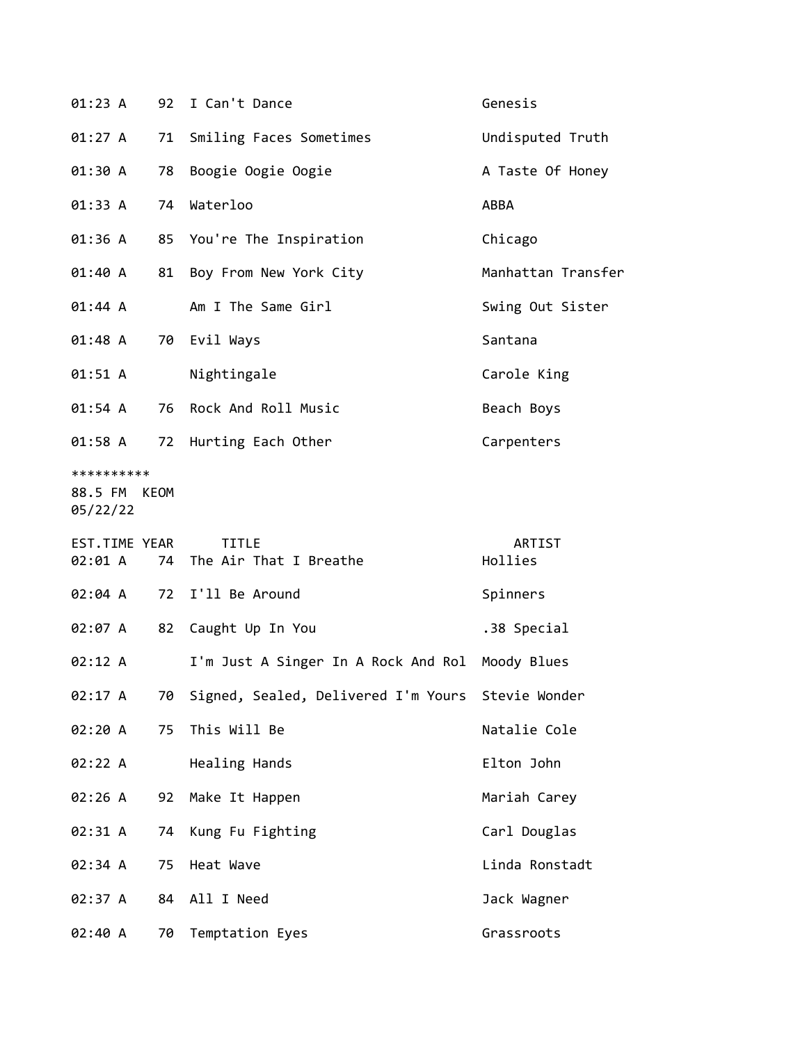| EST.TIME | YEAR | TITLE | ARTIST |
|---|---|---|---|
| 01:23 A | 92 | I Can't Dance | Genesis |
| 01:27 A | 71 | Smiling Faces Sometimes | Undisputed Truth |
| 01:30 A | 78 | Boogie Oogie Oogie | A Taste Of Honey |
| 01:33 A | 74 | Waterloo | ABBA |
| 01:36 A | 85 | You're The Inspiration | Chicago |
| 01:40 A | 81 | Boy From New York City | Manhattan Transfer |
| 01:44 A | | Am I The Same Girl | Swing Out Sister |
| 01:48 A | 70 | Evil Ways | Santana |
| 01:51 A | | Nightingale | Carole King |
| 01:54 A | 76 | Rock And Roll Music | Beach Boys |
| 01:58 A | 72 | Hurting Each Other | Carpenters |

**********
88.5 FM KEOM
05/22/22

| EST.TIME | YEAR | TITLE | ARTIST |
|---|---|---|---|
| 02:01 A | 74 | The Air That I Breathe | Hollies |
| 02:04 A | 72 | I'll Be Around | Spinners |
| 02:07 A | 82 | Caught Up In You | .38 Special |
| 02:12 A | | I'm Just A Singer In A Rock And Rol | Moody Blues |
| 02:17 A | 70 | Signed, Sealed, Delivered I'm Yours | Stevie Wonder |
| 02:20 A | 75 | This Will Be | Natalie Cole |
| 02:22 A | | Healing Hands | Elton John |
| 02:26 A | 92 | Make It Happen | Mariah Carey |
| 02:31 A | 74 | Kung Fu Fighting | Carl Douglas |
| 02:34 A | 75 | Heat Wave | Linda Ronstadt |
| 02:37 A | 84 | All I Need | Jack Wagner |
| 02:40 A | 70 | Temptation Eyes | Grassroots |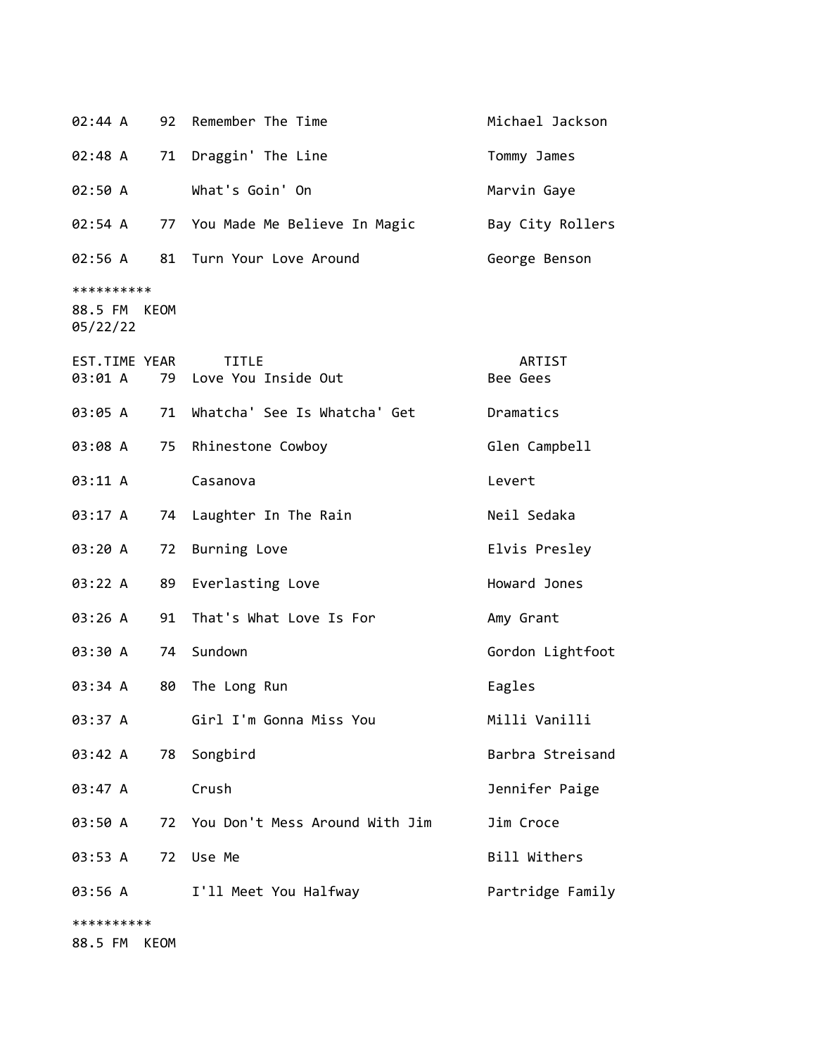| | | | |
|---|---|---|---|
| 02:44 A | 92 | Remember The Time | Michael Jackson |
| 02:48 A | 71 | Draggin' The Line | Tommy James |
| 02:50 A | | What's Goin' On | Marvin Gaye |
| 02:54 A | 77 | You Made Me Believe In Magic | Bay City Rollers |
| 02:56 A | 81 | Turn Your Love Around | George Benson |

**********
88.5 FM KEOM
05/22/22

| EST.TIME | YEAR | TITLE | ARTIST |
|---|---|---|---|
| 03:01 A | 79 | Love You Inside Out | Bee Gees |
| 03:05 A | 71 | Whatcha' See Is Whatcha' Get | Dramatics |
| 03:08 A | 75 | Rhinestone Cowboy | Glen Campbell |
| 03:11 A | | Casanova | Levert |
| 03:17 A | 74 | Laughter In The Rain | Neil Sedaka |
| 03:20 A | 72 | Burning Love | Elvis Presley |
| 03:22 A | 89 | Everlasting Love | Howard Jones |
| 03:26 A | 91 | That's What Love Is For | Amy Grant |
| 03:30 A | 74 | Sundown | Gordon Lightfoot |
| 03:34 A | 80 | The Long Run | Eagles |
| 03:37 A | | Girl I'm Gonna Miss You | Milli Vanilli |
| 03:42 A | 78 | Songbird | Barbra Streisand |
| 03:47 A | | Crush | Jennifer Paige |
| 03:50 A | 72 | You Don't Mess Around With Jim | Jim Croce |
| 03:53 A | 72 | Use Me | Bill Withers |
| 03:56 A | | I'll Meet You Halfway | Partridge Family |

**********
88.5 FM KEOM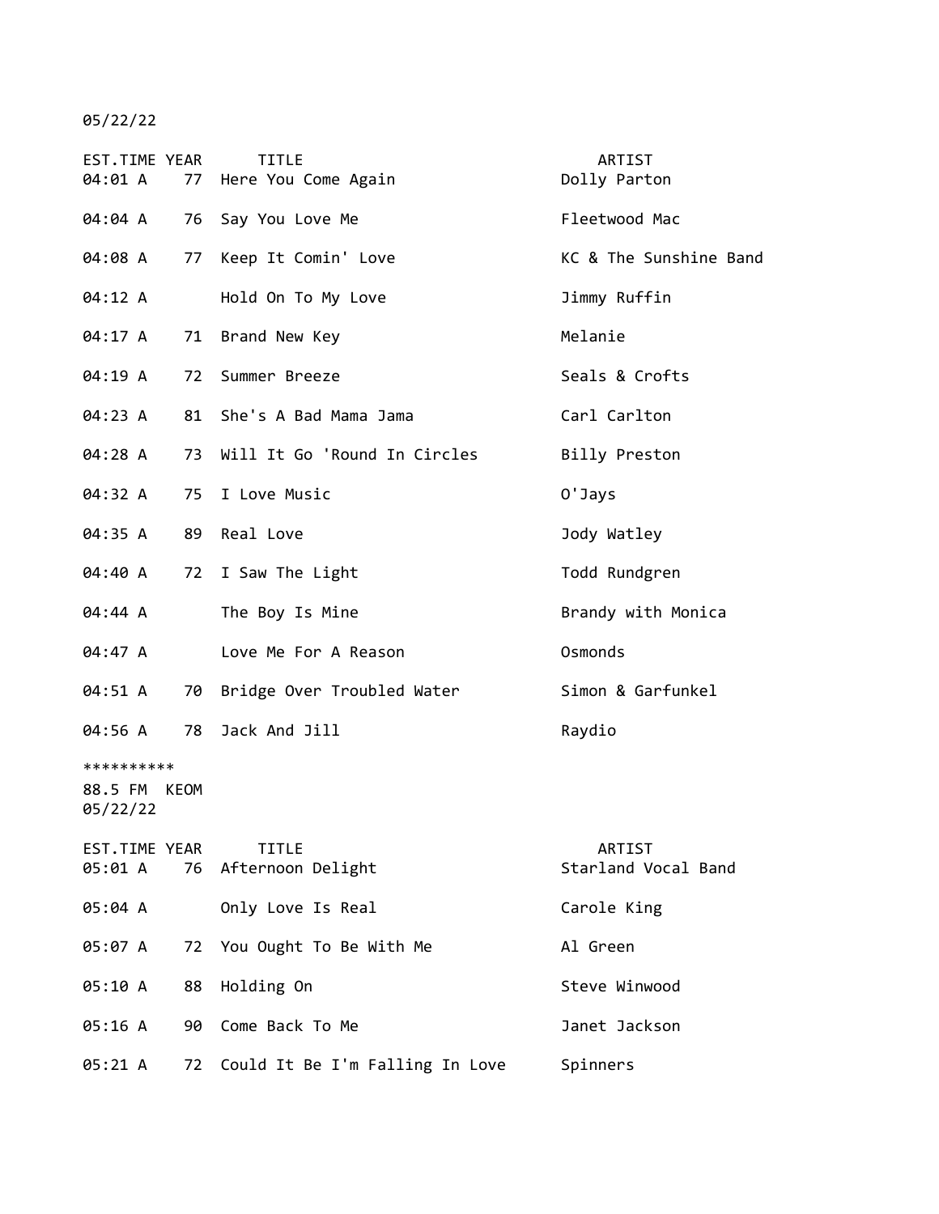05/22/22

| EST.TIME | YEAR | TITLE | ARTIST |
|---|---|---|---|
| 04:01 A | 77 | Here You Come Again | Dolly Parton |
| 04:04 A | 76 | Say You Love Me | Fleetwood Mac |
| 04:08 A | 77 | Keep It Comin' Love | KC & The Sunshine Band |
| 04:12 A | | Hold On To My Love | Jimmy Ruffin |
| 04:17 A | 71 | Brand New Key | Melanie |
| 04:19 A | 72 | Summer Breeze | Seals & Crofts |
| 04:23 A | 81 | She's A Bad Mama Jama | Carl Carlton |
| 04:28 A | 73 | Will It Go 'Round In Circles | Billy Preston |
| 04:32 A | 75 | I Love Music | O'Jays |
| 04:35 A | 89 | Real Love | Jody Watley |
| 04:40 A | 72 | I Saw The Light | Todd Rundgren |
| 04:44 A | | The Boy Is Mine | Brandy with Monica |
| 04:47 A | | Love Me For A Reason | Osmonds |
| 04:51 A | 70 | Bridge Over Troubled Water | Simon & Garfunkel |
| 04:56 A | 78 | Jack And Jill | Raydio |

**********

88.5 FM KEOM

05/22/22

| EST.TIME | YEAR | TITLE | ARTIST |
|---|---|---|---|
| 05:01 A | 76 | Afternoon Delight | Starland Vocal Band |
| 05:04 A | | Only Love Is Real | Carole King |
| 05:07 A | 72 | You Ought To Be With Me | Al Green |
| 05:10 A | 88 | Holding On | Steve Winwood |
| 05:16 A | 90 | Come Back To Me | Janet Jackson |
| 05:21 A | 72 | Could It Be I'm Falling In Love | Spinners |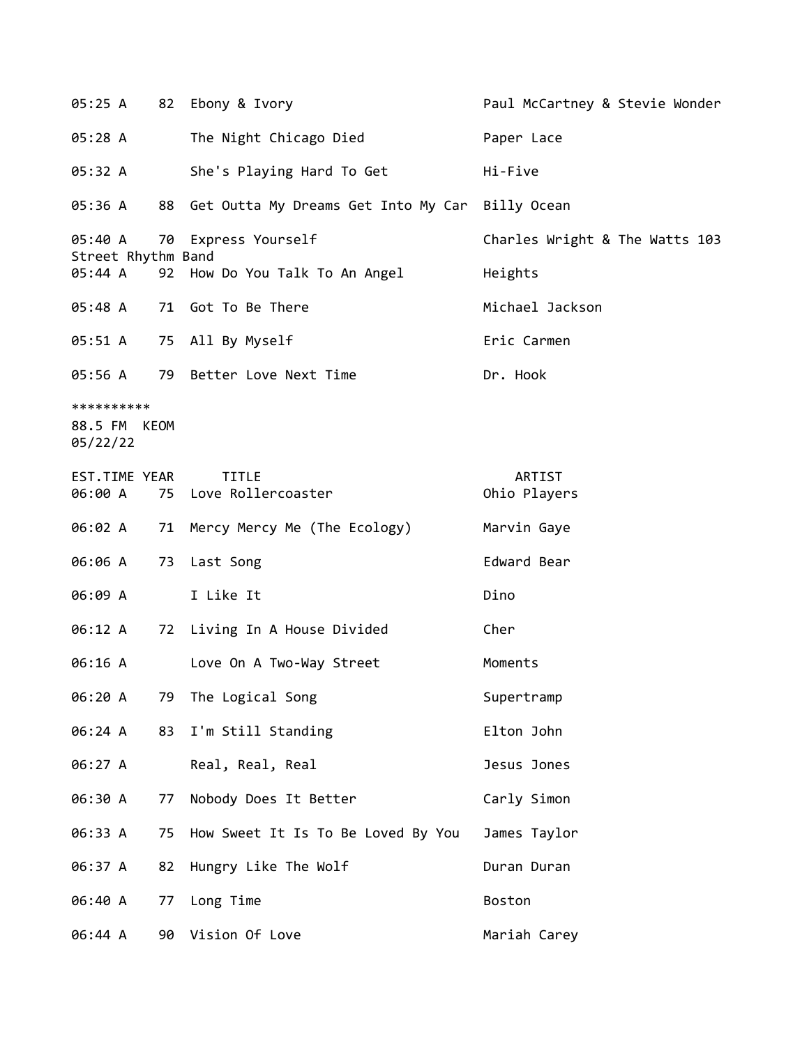| EST.TIME | YEAR | TITLE | ARTIST |
|---|---|---|---|
| 05:25 A | 82 | Ebony & Ivory | Paul McCartney & Stevie Wonder |
| 05:28 A | | The Night Chicago Died | Paper Lace |
| 05:32 A | | She's Playing Hard To Get | Hi-Five |
| 05:36 A | 88 | Get Outta My Dreams Get Into My Car | Billy Ocean |
| 05:40 A | 70 | Express Yourself | Charles Wright & The Watts 103 Street Rhythm Band |
| 05:44 A | 92 | How Do You Talk To An Angel | Heights |
| 05:48 A | 71 | Got To Be There | Michael Jackson |
| 05:51 A | 75 | All By Myself | Eric Carmen |
| 05:56 A | 79 | Better Love Next Time | Dr. Hook |

**********
88.5 FM KEOM
05/22/22

| EST.TIME | YEAR | TITLE | ARTIST |
|---|---|---|---|
| 06:00 A | 75 | Love Rollercoaster | Ohio Players |
| 06:02 A | 71 | Mercy Mercy Me (The Ecology) | Marvin Gaye |
| 06:06 A | 73 | Last Song | Edward Bear |
| 06:09 A | | I Like It | Dino |
| 06:12 A | 72 | Living In A House Divided | Cher |
| 06:16 A | | Love On A Two-Way Street | Moments |
| 06:20 A | 79 | The Logical Song | Supertramp |
| 06:24 A | 83 | I'm Still Standing | Elton John |
| 06:27 A | | Real, Real, Real | Jesus Jones |
| 06:30 A | 77 | Nobody Does It Better | Carly Simon |
| 06:33 A | 75 | How Sweet It Is To Be Loved By You | James Taylor |
| 06:37 A | 82 | Hungry Like The Wolf | Duran Duran |
| 06:40 A | 77 | Long Time | Boston |
| 06:44 A | 90 | Vision Of Love | Mariah Carey |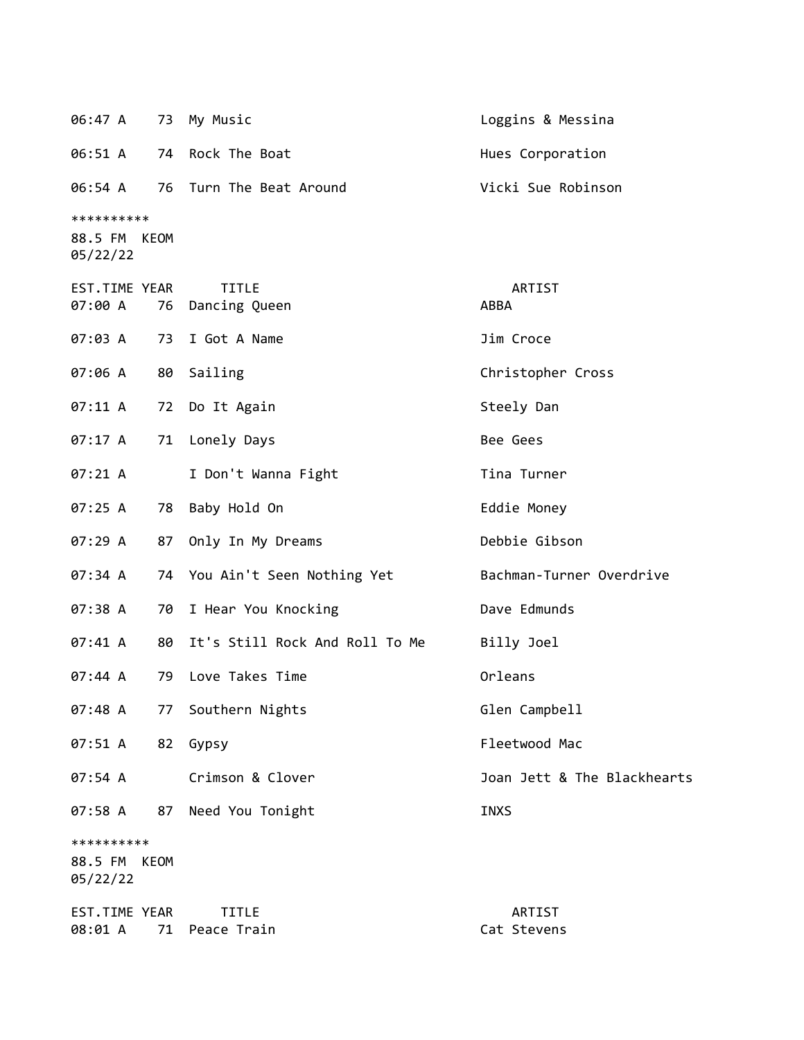| EST.TIME | YEAR | TITLE | ARTIST |
|---|---|---|---|
| 06:47 A | 73 | My Music | Loggins & Messina |
| 06:51 A | 74 | Rock The Boat | Hues Corporation |
| 06:54 A | 76 | Turn The Beat Around | Vicki Sue Robinson |

**********
88.5 FM KEOM
05/22/22

| EST.TIME | YEAR | TITLE | ARTIST |
|---|---|---|---|
| 07:00 A | 76 | Dancing Queen | ABBA |
| 07:03 A | 73 | I Got A Name | Jim Croce |
| 07:06 A | 80 | Sailing | Christopher Cross |
| 07:11 A | 72 | Do It Again | Steely Dan |
| 07:17 A | 71 | Lonely Days | Bee Gees |
| 07:21 A | | I Don't Wanna Fight | Tina Turner |
| 07:25 A | 78 | Baby Hold On | Eddie Money |
| 07:29 A | 87 | Only In My Dreams | Debbie Gibson |
| 07:34 A | 74 | You Ain't Seen Nothing Yet | Bachman-Turner Overdrive |
| 07:38 A | 70 | I Hear You Knocking | Dave Edmunds |
| 07:41 A | 80 | It's Still Rock And Roll To Me | Billy Joel |
| 07:44 A | 79 | Love Takes Time | Orleans |
| 07:48 A | 77 | Southern Nights | Glen Campbell |
| 07:51 A | 82 | Gypsy | Fleetwood Mac |
| 07:54 A | | Crimson & Clover | Joan Jett & The Blackhearts |
| 07:58 A | 87 | Need You Tonight | INXS |

**********
88.5 FM KEOM
05/22/22

| EST.TIME | YEAR | TITLE | ARTIST |
|---|---|---|---|
| 08:01 A | 71 | Peace Train | Cat Stevens |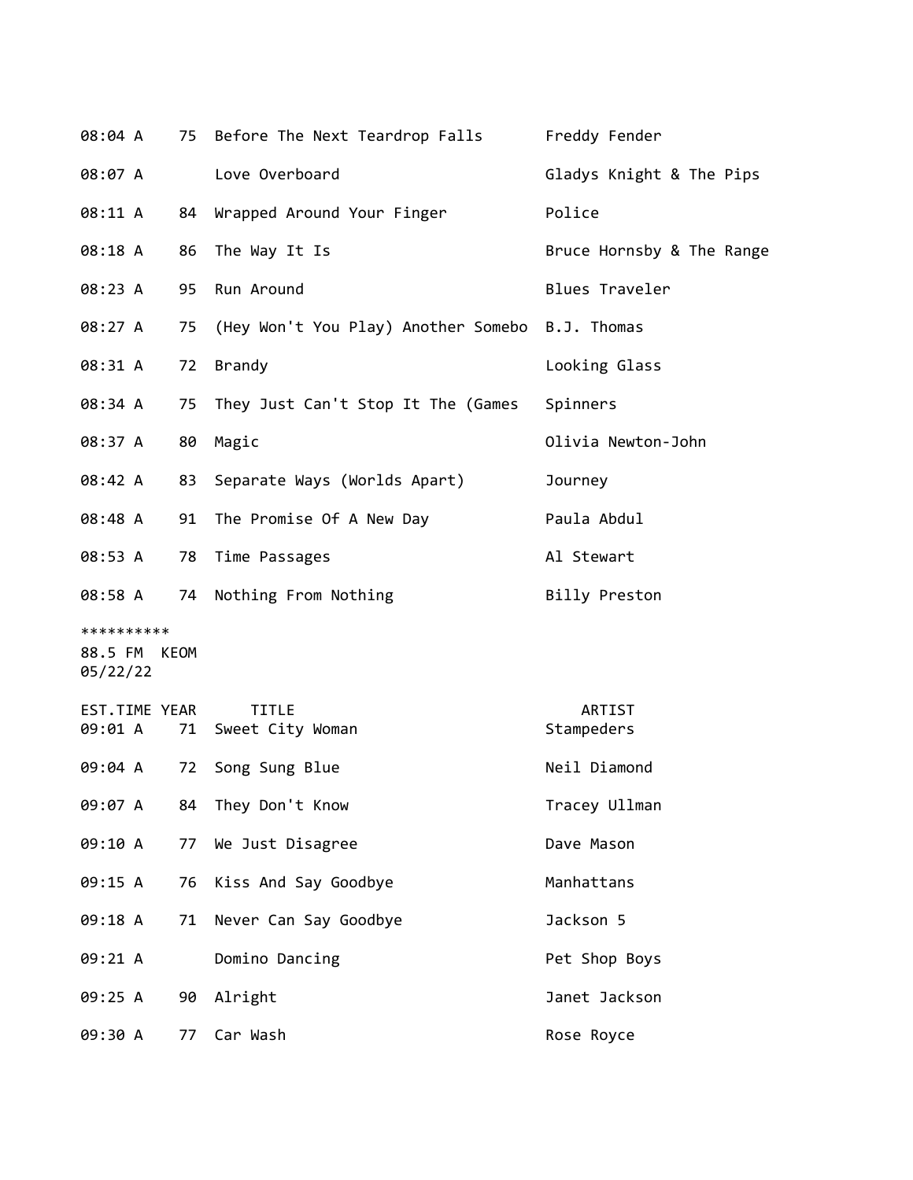| | | | |
|---|---|---|---|
| 08:04 A | 75 | Before The Next Teardrop Falls | Freddy Fender |
| 08:07 A | | Love Overboard | Gladys Knight & The Pips |
| 08:11 A | 84 | Wrapped Around Your Finger | Police |
| 08:18 A | 86 | The Way It Is | Bruce Hornsby & The Range |
| 08:23 A | 95 | Run Around | Blues Traveler |
| 08:27 A | 75 | (Hey Won't You Play) Another Somebo | B.J. Thomas |
| 08:31 A | 72 | Brandy | Looking Glass |
| 08:34 A | 75 | They Just Can't Stop It The (Games | Spinners |
| 08:37 A | 80 | Magic | Olivia Newton-John |
| 08:42 A | 83 | Separate Ways (Worlds Apart) | Journey |
| 08:48 A | 91 | The Promise Of A New Day | Paula Abdul |
| 08:53 A | 78 | Time Passages | Al Stewart |
| 08:58 A | 74 | Nothing From Nothing | Billy Preston |

**********
88.5 FM KEOM
05/22/22

| EST.TIME | YEAR | TITLE | ARTIST |
|---|---|---|---|
| 09:01 A | 71 | Sweet City Woman | Stampeders |
| 09:04 A | 72 | Song Sung Blue | Neil Diamond |
| 09:07 A | 84 | They Don't Know | Tracey Ullman |
| 09:10 A | 77 | We Just Disagree | Dave Mason |
| 09:15 A | 76 | Kiss And Say Goodbye | Manhattans |
| 09:18 A | 71 | Never Can Say Goodbye | Jackson 5 |
| 09:21 A | | Domino Dancing | Pet Shop Boys |
| 09:25 A | 90 | Alright | Janet Jackson |
| 09:30 A | 77 | Car Wash | Rose Royce |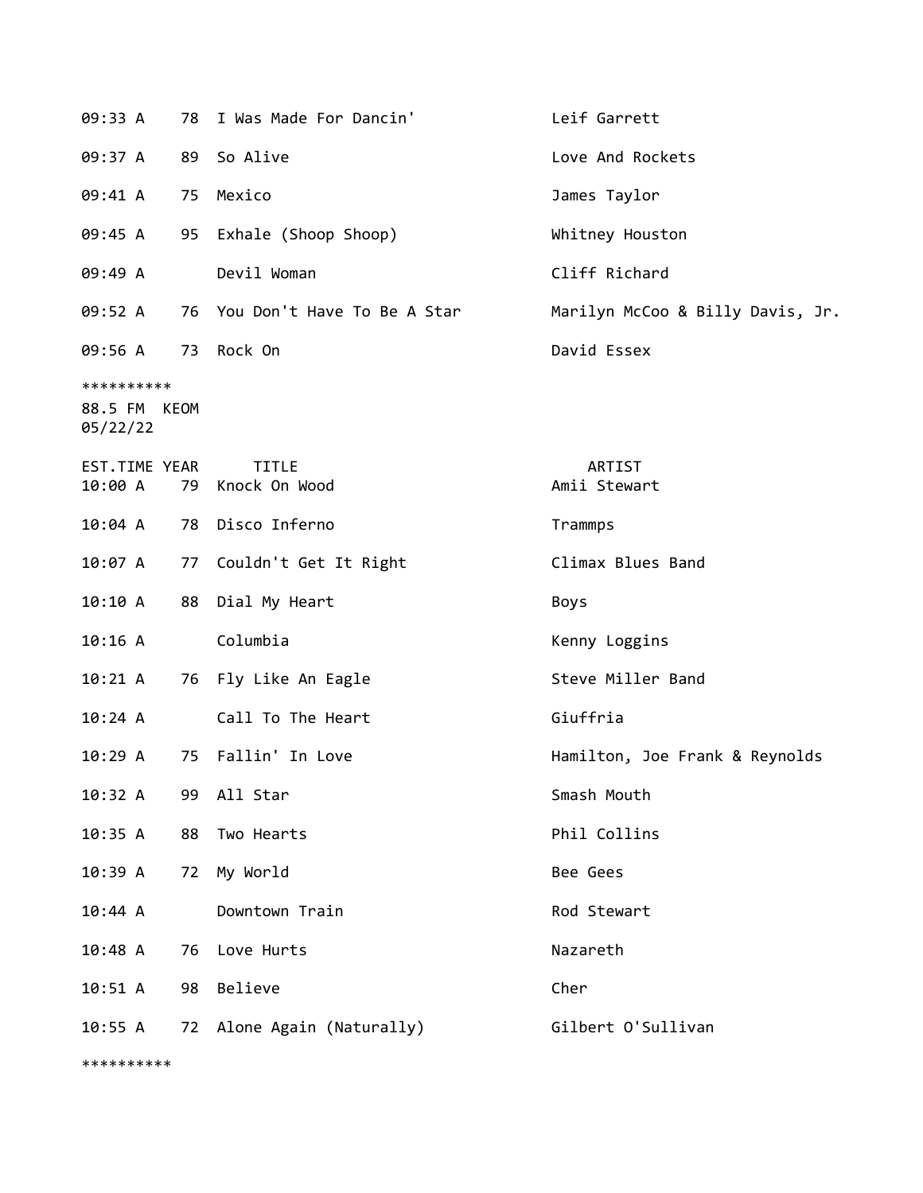| | | | |
|---|---|---|---|
| 09:33 A | 78 | I Was Made For Dancin' | Leif Garrett |
| 09:37 A | 89 | So Alive | Love And Rockets |
| 09:41 A | 75 | Mexico | James Taylor |
| 09:45 A | 95 | Exhale (Shoop Shoop) | Whitney Houston |
| 09:49 A | | Devil Woman | Cliff Richard |
| 09:52 A | 76 | You Don't Have To Be A Star | Marilyn McCoo & Billy Davis, Jr. |
| 09:56 A | 73 | Rock On | David Essex |

**********

88.5 FM KEOM
05/22/22

| EST.TIME | YEAR | TITLE | ARTIST |
|---|---|---|---|
| 10:00 A | 79 | Knock On Wood | Amii Stewart |
| 10:04 A | 78 | Disco Inferno | Trammps |
| 10:07 A | 77 | Couldn't Get It Right | Climax Blues Band |
| 10:10 A | 88 | Dial My Heart | Boys |
| 10:16 A | | Columbia | Kenny Loggins |
| 10:21 A | 76 | Fly Like An Eagle | Steve Miller Band |
| 10:24 A | | Call To The Heart | Giuffria |
| 10:29 A | 75 | Fallin' In Love | Hamilton, Joe Frank & Reynolds |
| 10:32 A | 99 | All Star | Smash Mouth |
| 10:35 A | 88 | Two Hearts | Phil Collins |
| 10:39 A | 72 | My World | Bee Gees |
| 10:44 A | | Downtown Train | Rod Stewart |
| 10:48 A | 76 | Love Hurts | Nazareth |
| 10:51 A | 98 | Believe | Cher |
| 10:55 A | 72 | Alone Again (Naturally) | Gilbert O'Sullivan |

**********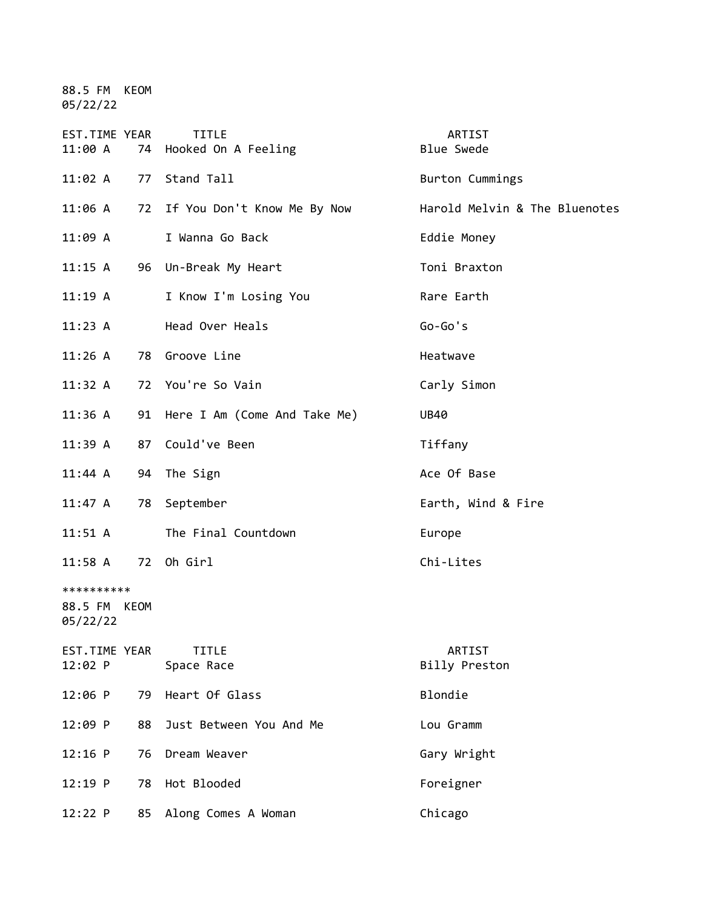88.5 FM KEOM
05/22/22

| EST.TIME | YEAR | TITLE | ARTIST |
|---|---|---|---|
| 11:00 A | 74 | Hooked On A Feeling | Blue Swede |
| 11:02 A | 77 | Stand Tall | Burton Cummings |
| 11:06 A | 72 | If You Don't Know Me By Now | Harold Melvin & The Bluenotes |
| 11:09 A | | I Wanna Go Back | Eddie Money |
| 11:15 A | 96 | Un-Break My Heart | Toni Braxton |
| 11:19 A | | I Know I'm Losing You | Rare Earth |
| 11:23 A | | Head Over Heals | Go-Go's |
| 11:26 A | 78 | Groove Line | Heatwave |
| 11:32 A | 72 | You're So Vain | Carly Simon |
| 11:36 A | 91 | Here I Am (Come And Take Me) | UB40 |
| 11:39 A | 87 | Could've Been | Tiffany |
| 11:44 A | 94 | The Sign | Ace Of Base |
| 11:47 A | 78 | September | Earth, Wind & Fire |
| 11:51 A | | The Final Countdown | Europe |
| 11:58 A | 72 | Oh Girl | Chi-Lites |

**********

88.5 FM KEOM
05/22/22

| EST.TIME | YEAR | TITLE | ARTIST |
|---|---|---|---|
| 12:02 P | | Space Race | Billy Preston |
| 12:06 P | 79 | Heart Of Glass | Blondie |
| 12:09 P | 88 | Just Between You And Me | Lou Gramm |
| 12:16 P | 76 | Dream Weaver | Gary Wright |
| 12:19 P | 78 | Hot Blooded | Foreigner |
| 12:22 P | 85 | Along Comes A Woman | Chicago |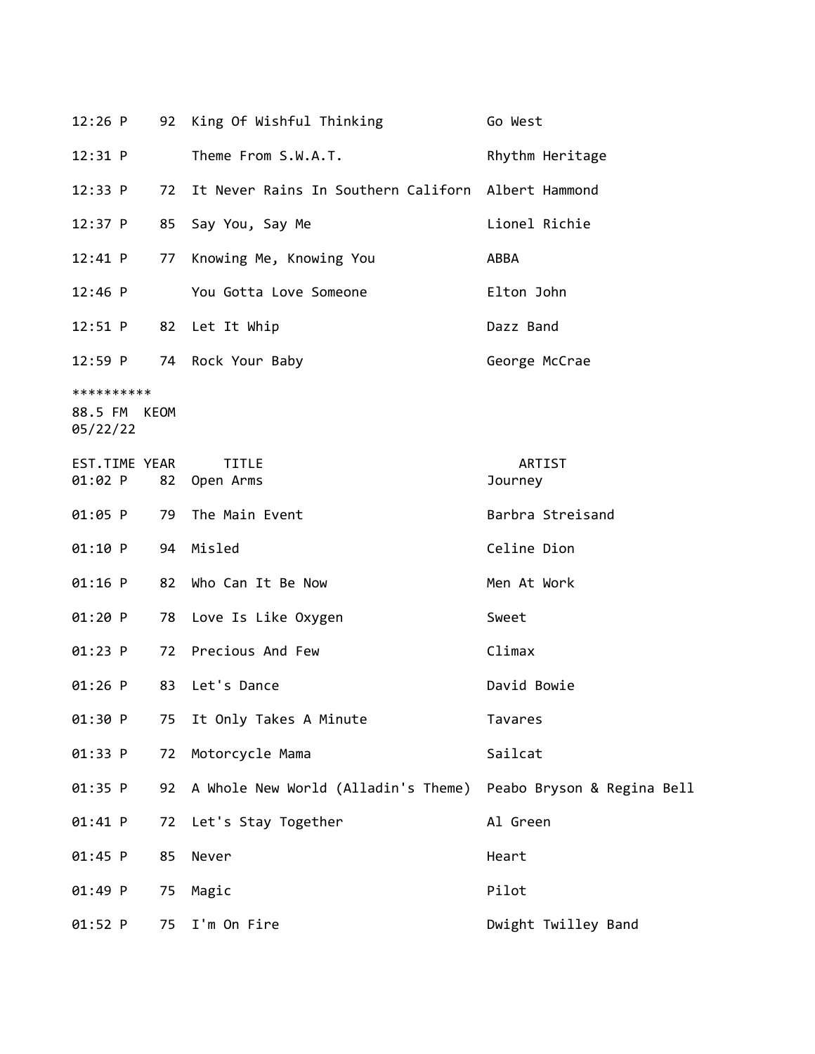| | | | |
|---|---|---|---|
| 12:26 P | 92 | King Of Wishful Thinking | Go West |
| 12:31 P | | Theme From S.W.A.T. | Rhythm Heritage |
| 12:33 P | 72 | It Never Rains In Southern Californ | Albert Hammond |
| 12:37 P | 85 | Say You, Say Me | Lionel Richie |
| 12:41 P | 77 | Knowing Me, Knowing You | ABBA |
| 12:46 P | | You Gotta Love Someone | Elton John |
| 12:51 P | 82 | Let It Whip | Dazz Band |
| 12:59 P | 74 | Rock Your Baby | George McCrae |

**********
88.5 FM KEOM
05/22/22

| EST.TIME | YEAR | TITLE | ARTIST |
|---|---|---|---|
| 01:02 P | 82 | Open Arms | Journey |
| 01:05 P | 79 | The Main Event | Barbra Streisand |
| 01:10 P | 94 | Misled | Celine Dion |
| 01:16 P | 82 | Who Can It Be Now | Men At Work |
| 01:20 P | 78 | Love Is Like Oxygen | Sweet |
| 01:23 P | 72 | Precious And Few | Climax |
| 01:26 P | 83 | Let's Dance | David Bowie |
| 01:30 P | 75 | It Only Takes A Minute | Tavares |
| 01:33 P | 72 | Motorcycle Mama | Sailcat |
| 01:35 P | 92 | A Whole New World (Alladin's Theme) | Peabo Bryson & Regina Bell |
| 01:41 P | 72 | Let's Stay Together | Al Green |
| 01:45 P | 85 | Never | Heart |
| 01:49 P | 75 | Magic | Pilot |
| 01:52 P | 75 | I'm On Fire | Dwight Twilley Band |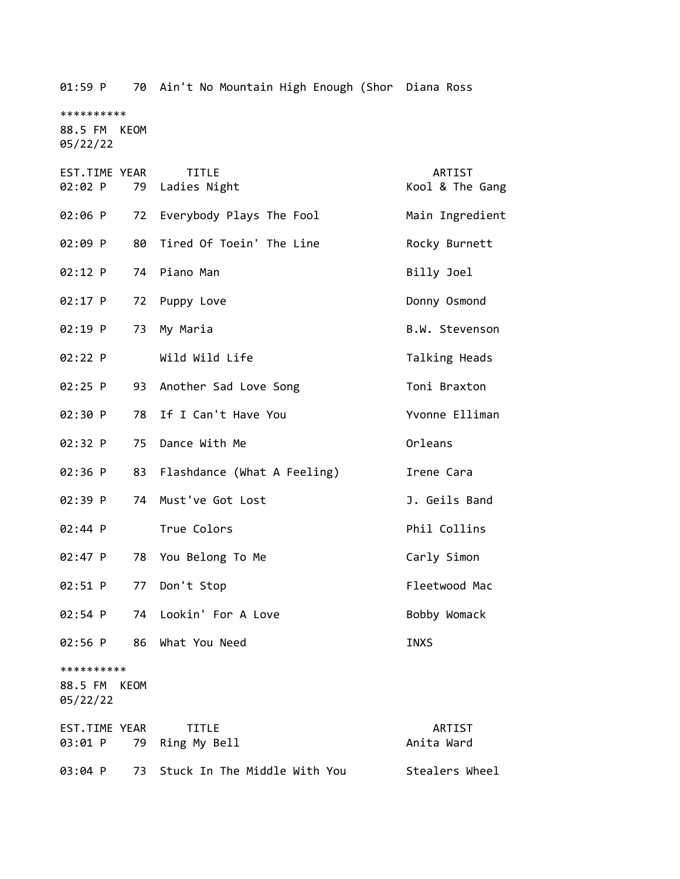| EST.TIME | YEAR | TITLE | ARTIST |
|---|---|---|---|
| 01:59 P | 70 | Ain't No Mountain High Enough (Shor | Diana Ross |

**********
88.5 FM KEOM
05/22/22

| EST.TIME | YEAR | TITLE | ARTIST |
|---|---|---|---|
| 02:02 P | 79 | Ladies Night | Kool & The Gang |
| 02:06 P | 72 | Everybody Plays The Fool | Main Ingredient |
| 02:09 P | 80 | Tired Of Toein' The Line | Rocky Burnett |
| 02:12 P | 74 | Piano Man | Billy Joel |
| 02:17 P | 72 | Puppy Love | Donny Osmond |
| 02:19 P | 73 | My Maria | B.W. Stevenson |
| 02:22 P | | Wild Wild Life | Talking Heads |
| 02:25 P | 93 | Another Sad Love Song | Toni Braxton |
| 02:30 P | 78 | If I Can't Have You | Yvonne Elliman |
| 02:32 P | 75 | Dance With Me | Orleans |
| 02:36 P | 83 | Flashdance (What A Feeling) | Irene Cara |
| 02:39 P | 74 | Must've Got Lost | J. Geils Band |
| 02:44 P | | True Colors | Phil Collins |
| 02:47 P | 78 | You Belong To Me | Carly Simon |
| 02:51 P | 77 | Don't Stop | Fleetwood Mac |
| 02:54 P | 74 | Lookin' For A Love | Bobby Womack |
| 02:56 P | 86 | What You Need | INXS |

**********
88.5 FM KEOM
05/22/22

| EST.TIME | YEAR | TITLE | ARTIST |
|---|---|---|---|
| 03:01 P | 79 | Ring My Bell | Anita Ward |
| 03:04 P | 73 | Stuck In The Middle With You | Stealers Wheel |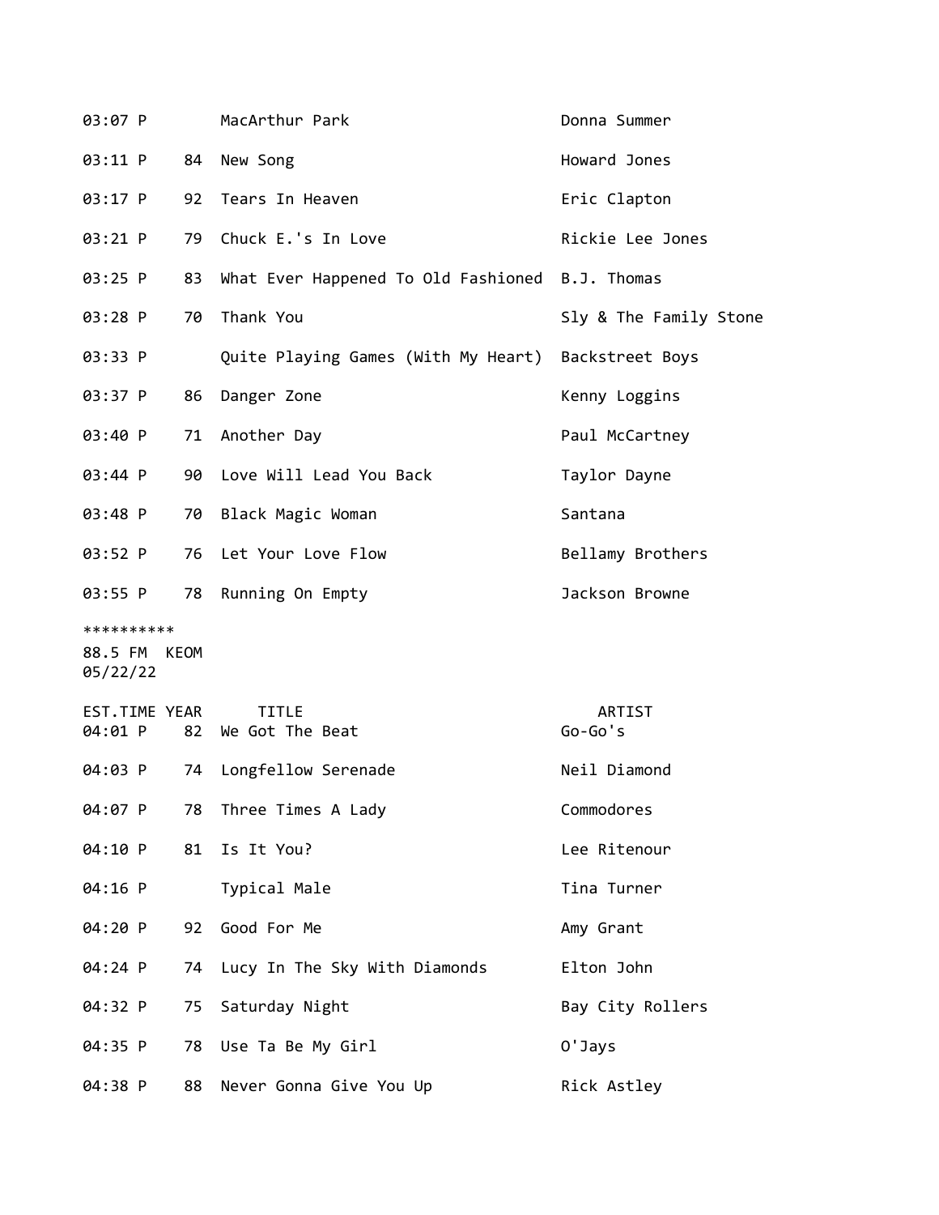| | | | |
|---|---|---|---|
| 03:07 P | | MacArthur Park | Donna Summer |
| 03:11 P | 84 | New Song | Howard Jones |
| 03:17 P | 92 | Tears In Heaven | Eric Clapton |
| 03:21 P | 79 | Chuck E.'s In Love | Rickie Lee Jones |
| 03:25 P | 83 | What Ever Happened To Old Fashioned | B.J. Thomas |
| 03:28 P | 70 | Thank You | Sly & The Family Stone |
| 03:33 P | | Quite Playing Games (With My Heart) | Backstreet Boys |
| 03:37 P | 86 | Danger Zone | Kenny Loggins |
| 03:40 P | 71 | Another Day | Paul McCartney |
| 03:44 P | 90 | Love Will Lead You Back | Taylor Dayne |
| 03:48 P | 70 | Black Magic Woman | Santana |
| 03:52 P | 76 | Let Your Love Flow | Bellamy Brothers |
| 03:55 P | 78 | Running On Empty | Jackson Browne |

**********

88.5 FM KEOM
05/22/22

| EST.TIME | YEAR | TITLE | ARTIST |
|---|---|---|---|
| 04:01 P | 82 | We Got The Beat | Go-Go's |
| 04:03 P | 74 | Longfellow Serenade | Neil Diamond |
| 04:07 P | 78 | Three Times A Lady | Commodores |
| 04:10 P | 81 | Is It You? | Lee Ritenour |
| 04:16 P | | Typical Male | Tina Turner |
| 04:20 P | 92 | Good For Me | Amy Grant |
| 04:24 P | 74 | Lucy In The Sky With Diamonds | Elton John |
| 04:32 P | 75 | Saturday Night | Bay City Rollers |
| 04:35 P | 78 | Use Ta Be My Girl | O'Jays |
| 04:38 P | 88 | Never Gonna Give You Up | Rick Astley |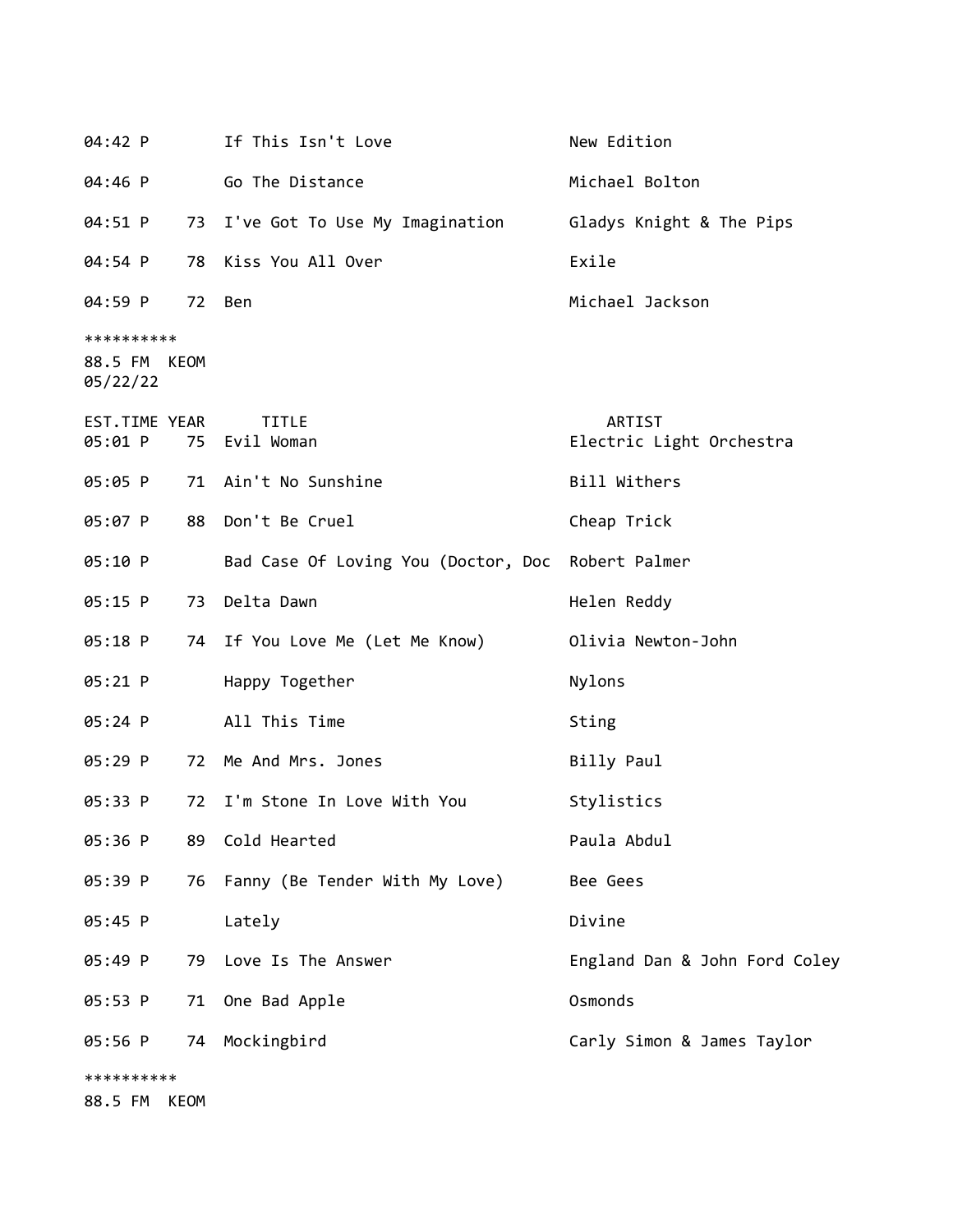| EST.TIME | YEAR | TITLE | ARTIST |
|---|---|---|---|
| 04:42 P | | If This Isn't Love | New Edition |
| 04:46 P | | Go The Distance | Michael Bolton |
| 04:51 P | 73 | I've Got To Use My Imagination | Gladys Knight & The Pips |
| 04:54 P | 78 | Kiss You All Over | Exile |
| 04:59 P | 72 | Ben | Michael Jackson |

**********

88.5 FM KEOM
05/22/22

| EST.TIME | YEAR | TITLE | ARTIST |
|---|---|---|---|
| 05:01 P | 75 | Evil Woman | Electric Light Orchestra |
| 05:05 P | 71 | Ain't No Sunshine | Bill Withers |
| 05:07 P | 88 | Don't Be Cruel | Cheap Trick |
| 05:10 P | | Bad Case Of Loving You (Doctor, Doc | Robert Palmer |
| 05:15 P | 73 | Delta Dawn | Helen Reddy |
| 05:18 P | 74 | If You Love Me (Let Me Know) | Olivia Newton-John |
| 05:21 P | | Happy Together | Nylons |
| 05:24 P | | All This Time | Sting |
| 05:29 P | 72 | Me And Mrs. Jones | Billy Paul |
| 05:33 P | 72 | I'm Stone In Love With You | Stylistics |
| 05:36 P | 89 | Cold Hearted | Paula Abdul |
| 05:39 P | 76 | Fanny (Be Tender With My Love) | Bee Gees |
| 05:45 P | | Lately | Divine |
| 05:49 P | 79 | Love Is The Answer | England Dan & John Ford Coley |
| 05:53 P | 71 | One Bad Apple | Osmonds |
| 05:56 P | 74 | Mockingbird | Carly Simon & James Taylor |

**********

88.5 FM KEOM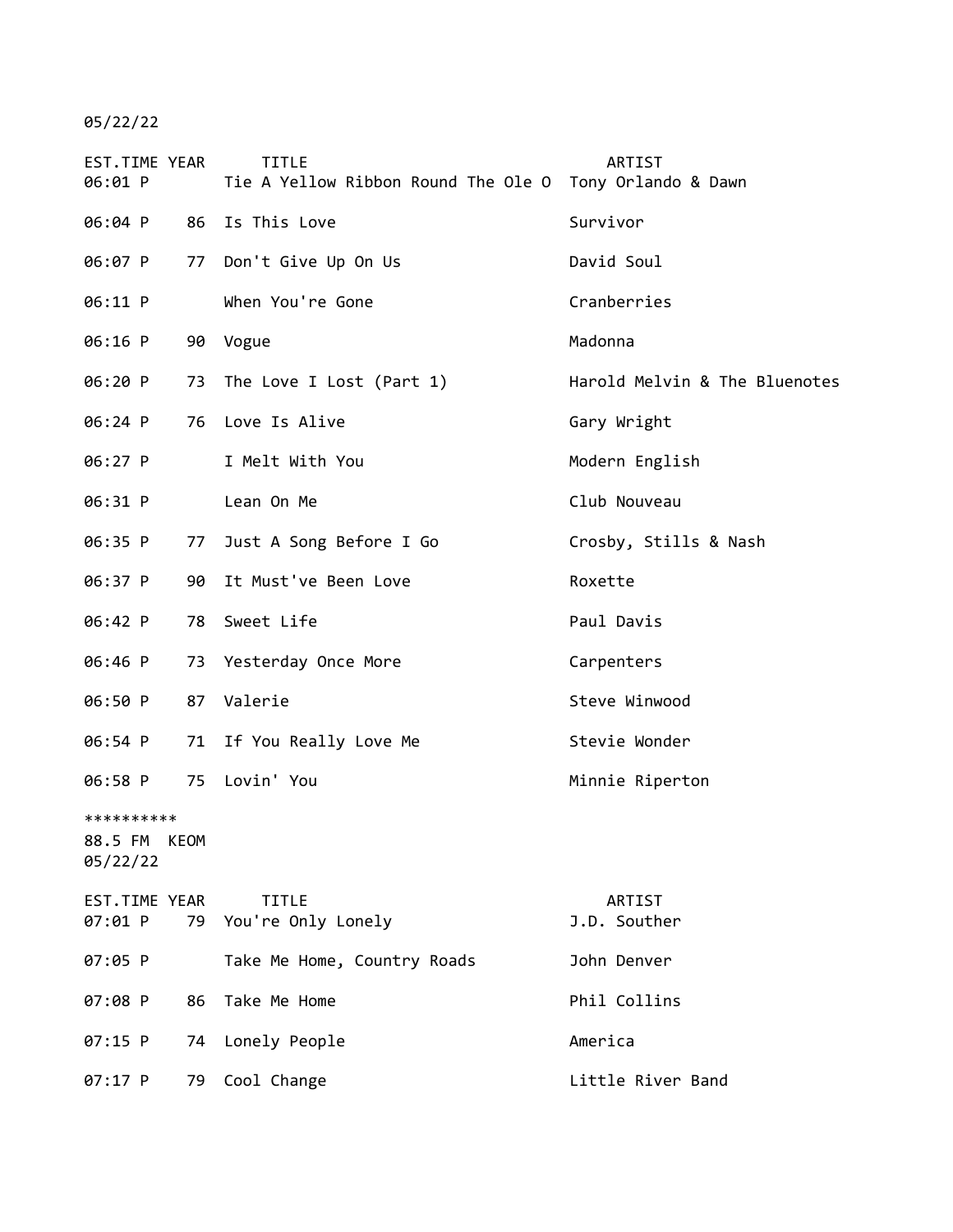05/22/22

| EST.TIME | YEAR | TITLE | ARTIST |
|---|---|---|---|
| 06:01 P | | Tie A Yellow Ribbon Round The Ole O | Tony Orlando & Dawn |
| 06:04 P | 86 | Is This Love | Survivor |
| 06:07 P | 77 | Don't Give Up On Us | David Soul |
| 06:11 P | | When You're Gone | Cranberries |
| 06:16 P | 90 | Vogue | Madonna |
| 06:20 P | 73 | The Love I Lost (Part 1) | Harold Melvin & The Bluenotes |
| 06:24 P | 76 | Love Is Alive | Gary Wright |
| 06:27 P | | I Melt With You | Modern English |
| 06:31 P | | Lean On Me | Club Nouveau |
| 06:35 P | 77 | Just A Song Before I Go | Crosby, Stills & Nash |
| 06:37 P | 90 | It Must've Been Love | Roxette |
| 06:42 P | 78 | Sweet Life | Paul Davis |
| 06:46 P | 73 | Yesterday Once More | Carpenters |
| 06:50 P | 87 | Valerie | Steve Winwood |
| 06:54 P | 71 | If You Really Love Me | Stevie Wonder |
| 06:58 P | 75 | Lovin' You | Minnie Riperton |

**********

88.5 FM KEOM

05/22/22

| EST.TIME | YEAR | TITLE | ARTIST |
|---|---|---|---|
| 07:01 P | 79 | You're Only Lonely | J.D. Souther |
| 07:05 P | | Take Me Home, Country Roads | John Denver |
| 07:08 P | 86 | Take Me Home | Phil Collins |
| 07:15 P | 74 | Lonely People | America |
| 07:17 P | 79 | Cool Change | Little River Band |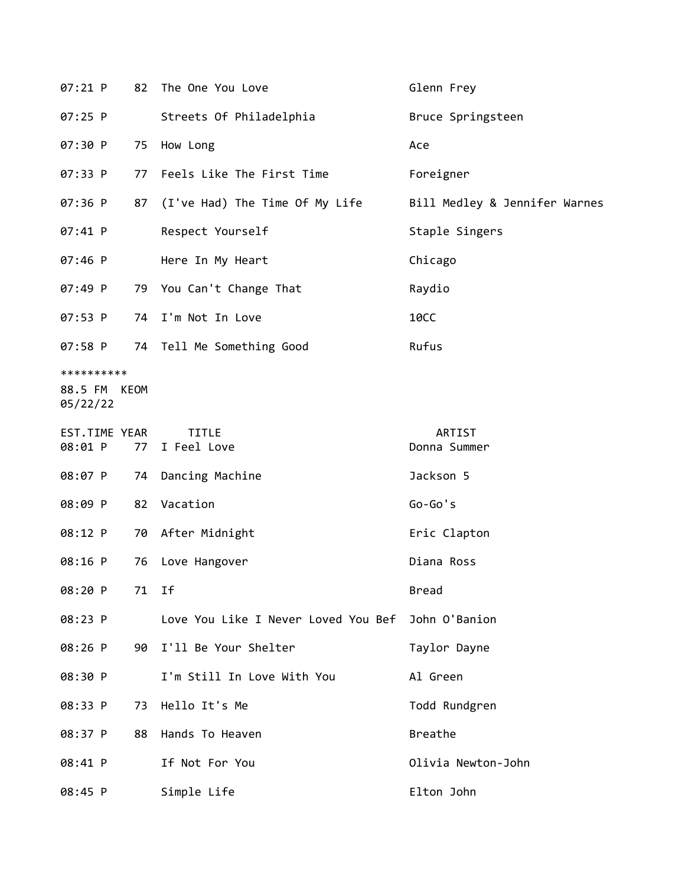| EST.TIME | YEAR | TITLE | ARTIST |
|---|---|---|---|
| 07:21 P | 82 | The One You Love | Glenn Frey |
| 07:25 P | | Streets Of Philadelphia | Bruce Springsteen |
| 07:30 P | 75 | How Long | Ace |
| 07:33 P | 77 | Feels Like The First Time | Foreigner |
| 07:36 P | 87 | (I've Had) The Time Of My Life | Bill Medley & Jennifer Warnes |
| 07:41 P | | Respect Yourself | Staple Singers |
| 07:46 P | | Here In My Heart | Chicago |
| 07:49 P | 79 | You Can't Change That | Raydio |
| 07:53 P | 74 | I'm Not In Love | 10CC |
| 07:58 P | 74 | Tell Me Something Good | Rufus |

**********
88.5 FM KEOM
05/22/22

| EST.TIME | YEAR | TITLE | ARTIST |
|---|---|---|---|
| 08:01 P | 77 | I Feel Love | Donna Summer |
| 08:07 P | 74 | Dancing Machine | Jackson 5 |
| 08:09 P | 82 | Vacation | Go-Go's |
| 08:12 P | 70 | After Midnight | Eric Clapton |
| 08:16 P | 76 | Love Hangover | Diana Ross |
| 08:20 P | 71 | If | Bread |
| 08:23 P | | Love You Like I Never Loved You Bef | John O'Banion |
| 08:26 P | 90 | I'll Be Your Shelter | Taylor Dayne |
| 08:30 P | | I'm Still In Love With You | Al Green |
| 08:33 P | 73 | Hello It's Me | Todd Rundgren |
| 08:37 P | 88 | Hands To Heaven | Breathe |
| 08:41 P | | If Not For You | Olivia Newton-John |
| 08:45 P | | Simple Life | Elton John |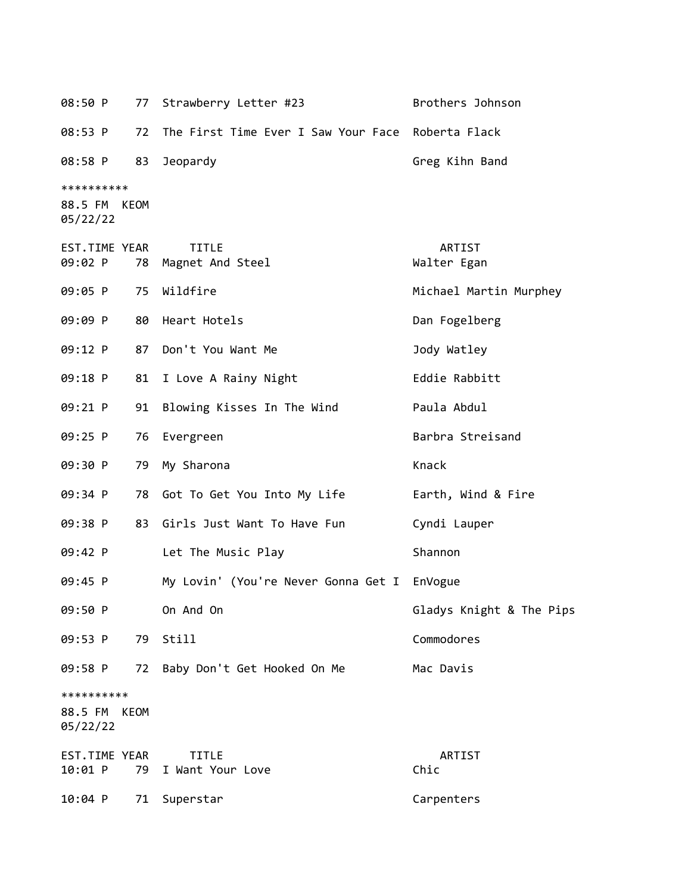| EST.TIME | YEAR | TITLE | ARTIST |
|---|---|---|---|
| 08:50 P | 77 | Strawberry Letter #23 | Brothers Johnson |
| 08:53 P | 72 | The First Time Ever I Saw Your Face | Roberta Flack |
| 08:58 P | 83 | Jeopardy | Greg Kihn Band |

**********
88.5 FM KEOM
05/22/22

| EST.TIME | YEAR | TITLE | ARTIST |
|---|---|---|---|
| 09:02 P | 78 | Magnet And Steel | Walter Egan |
| 09:05 P | 75 | Wildfire | Michael Martin Murphey |
| 09:09 P | 80 | Heart Hotels | Dan Fogelberg |
| 09:12 P | 87 | Don't You Want Me | Jody Watley |
| 09:18 P | 81 | I Love A Rainy Night | Eddie Rabbitt |
| 09:21 P | 91 | Blowing Kisses In The Wind | Paula Abdul |
| 09:25 P | 76 | Evergreen | Barbra Streisand |
| 09:30 P | 79 | My Sharona | Knack |
| 09:34 P | 78 | Got To Get You Into My Life | Earth, Wind & Fire |
| 09:38 P | 83 | Girls Just Want To Have Fun | Cyndi Lauper |
| 09:42 P | | Let The Music Play | Shannon |
| 09:45 P | | My Lovin' (You're Never Gonna Get I | EnVogue |
| 09:50 P | | On And On | Gladys Knight & The Pips |
| 09:53 P | 79 | Still | Commodores |
| 09:58 P | 72 | Baby Don't Get Hooked On Me | Mac Davis |

**********
88.5 FM KEOM
05/22/22

| EST.TIME | YEAR | TITLE | ARTIST |
|---|---|---|---|
| 10:01 P | 79 | I Want Your Love | Chic |
| 10:04 P | 71 | Superstar | Carpenters |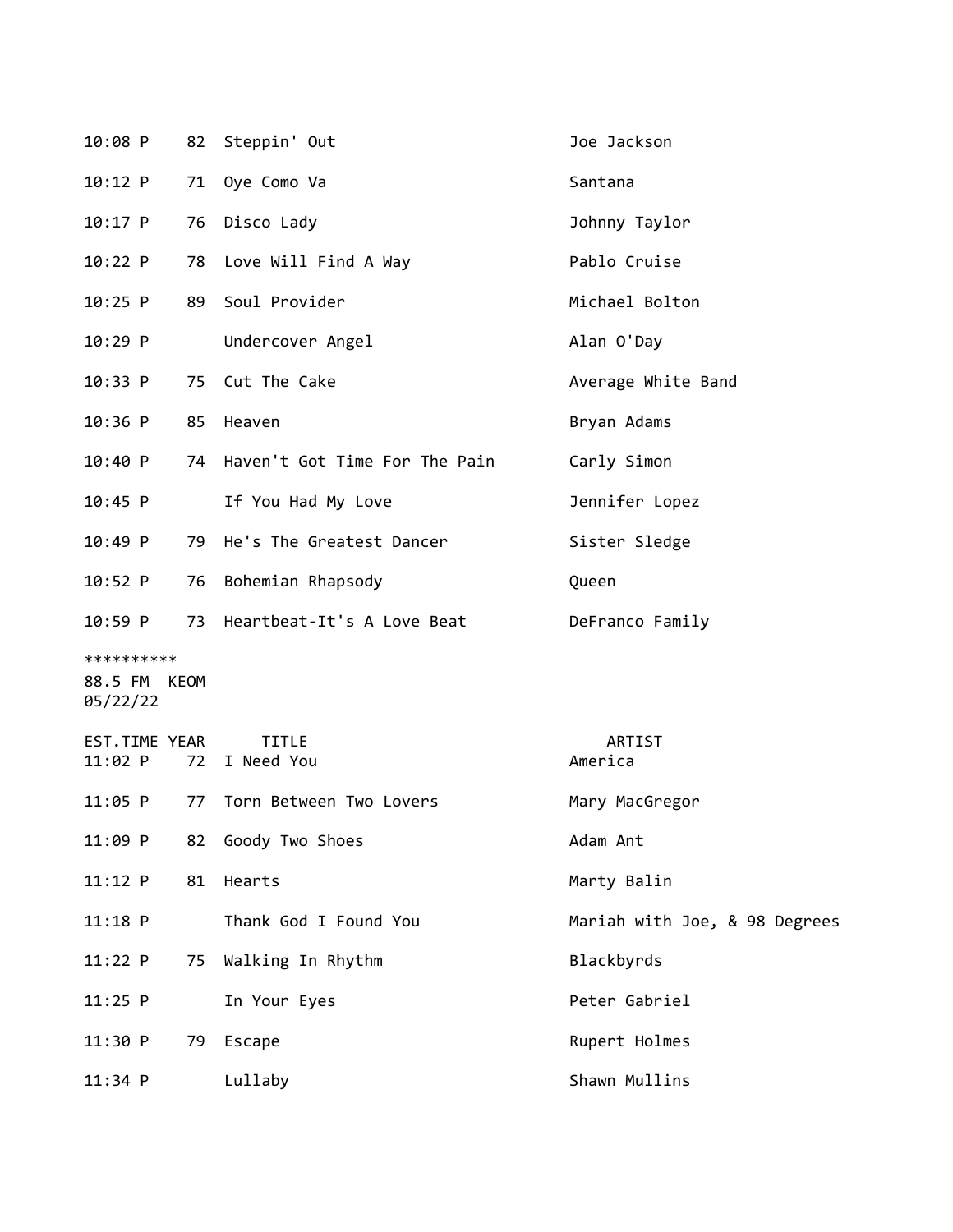| EST.TIME | YEAR | TITLE | ARTIST |
|---|---|---|---|
| 10:08 P | 82 | Steppin' Out | Joe Jackson |
| 10:12 P | 71 | Oye Como Va | Santana |
| 10:17 P | 76 | Disco Lady | Johnny Taylor |
| 10:22 P | 78 | Love Will Find A Way | Pablo Cruise |
| 10:25 P | 89 | Soul Provider | Michael Bolton |
| 10:29 P | | Undercover Angel | Alan O'Day |
| 10:33 P | 75 | Cut The Cake | Average White Band |
| 10:36 P | 85 | Heaven | Bryan Adams |
| 10:40 P | 74 | Haven't Got Time For The Pain | Carly Simon |
| 10:45 P | | If You Had My Love | Jennifer Lopez |
| 10:49 P | 79 | He's The Greatest Dancer | Sister Sledge |
| 10:52 P | 76 | Bohemian Rhapsody | Queen |
| 10:59 P | 73 | Heartbeat-It's A Love Beat | DeFranco Family |

**********
88.5 FM KEOM
05/22/22

| EST.TIME | YEAR | TITLE | ARTIST |
|---|---|---|---|
| 11:02 P | 72 | I Need You | America |
| 11:05 P | 77 | Torn Between Two Lovers | Mary MacGregor |
| 11:09 P | 82 | Goody Two Shoes | Adam Ant |
| 11:12 P | 81 | Hearts | Marty Balin |
| 11:18 P | | Thank God I Found You | Mariah with Joe, & 98 Degrees |
| 11:22 P | 75 | Walking In Rhythm | Blackbyrds |
| 11:25 P | | In Your Eyes | Peter Gabriel |
| 11:30 P | 79 | Escape | Rupert Holmes |
| 11:34 P | | Lullaby | Shawn Mullins |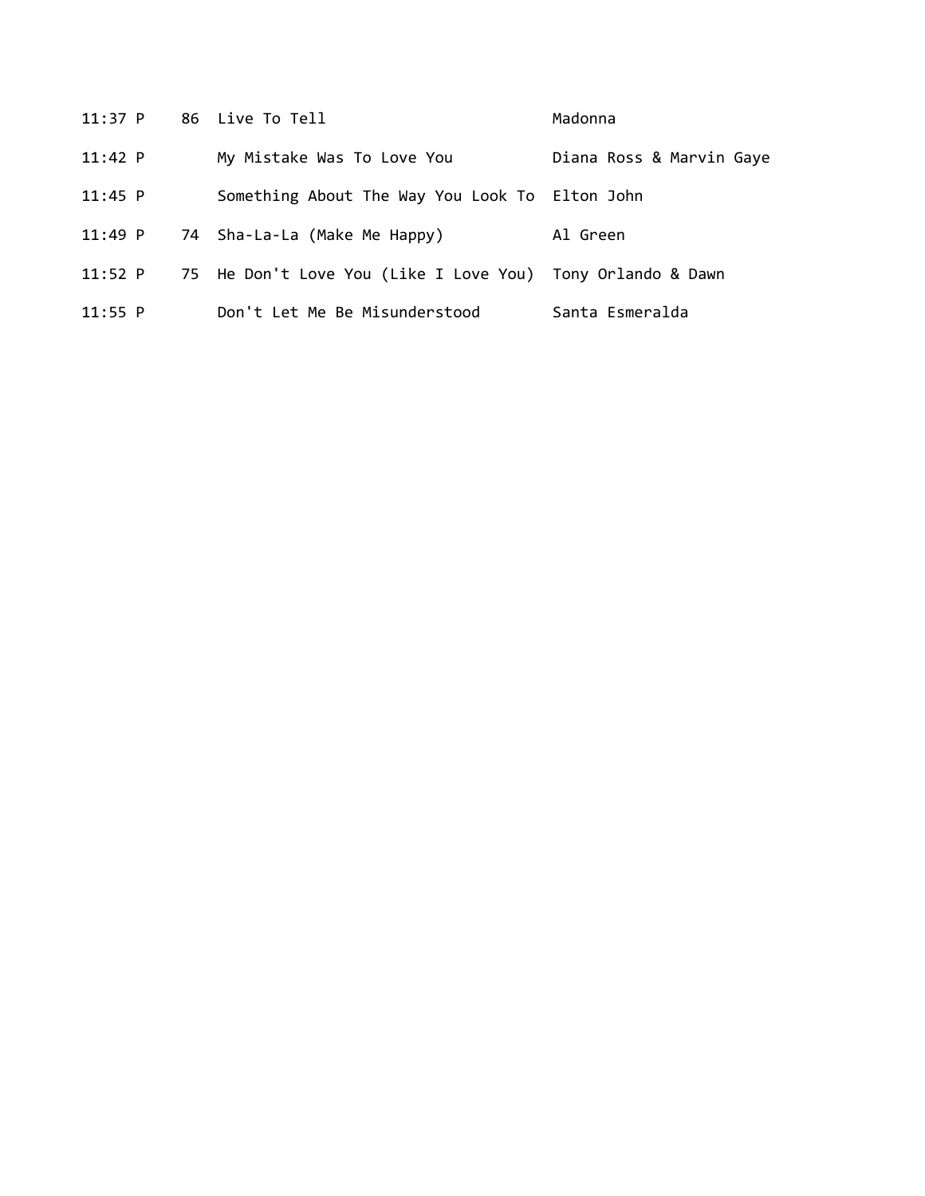| | | | |
|---|---|---|---|
| 11:37 P | 86 | Live To Tell | Madonna |
| 11:42 P | | My Mistake Was To Love You | Diana Ross & Marvin Gaye |
| 11:45 P | | Something About The Way You Look To | Elton John |
| 11:49 P | 74 | Sha-La-La (Make Me Happy) | Al Green |
| 11:52 P | 75 | He Don't Love You (Like I Love You) | Tony Orlando & Dawn |
| 11:55 P | | Don't Let Me Be Misunderstood | Santa Esmeralda |